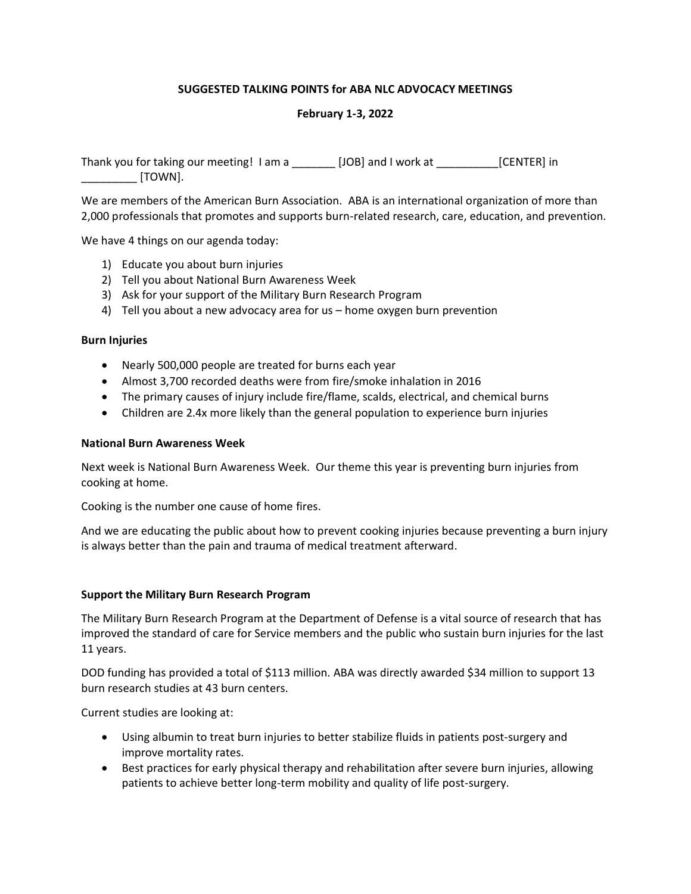**SUGGESTED TALKING POINTS for ABA NLC ADVOCACY MEETINGS**

**February 1-3, 2022**

Thank you for taking our meeting! I am a _______ [JOB] and I work at __________[CENTER] in _________ [TOWN].

We are members of the American Burn Association. ABA is an international organization of more than 2,000 professionals that promotes and supports burn-related research, care, education, and prevention.

We have 4 things on our agenda today:

1) Educate you about burn injuries
2) Tell you about National Burn Awareness Week
3) Ask for your support of the Military Burn Research Program
4) Tell you about a new advocacy area for us – home oxygen burn prevention

**Burn Injuries**

- Nearly 500,000 people are treated for burns each year
- Almost 3,700 recorded deaths were from fire/smoke inhalation in 2016
- The primary causes of injury include fire/flame, scalds, electrical, and chemical burns
- Children are 2.4x more likely than the general population to experience burn injuries

**National Burn Awareness Week**

Next week is National Burn Awareness Week. Our theme this year is preventing burn injuries from cooking at home.

Cooking is the number one cause of home fires.

And we are educating the public about how to prevent cooking injuries because preventing a burn injury is always better than the pain and trauma of medical treatment afterward.

**Support the Military Burn Research Program**

The Military Burn Research Program at the Department of Defense is a vital source of research that has improved the standard of care for Service members and the public who sustain burn injuries for the last 11 years.

DOD funding has provided a total of $113 million. ABA was directly awarded $34 million to support 13 burn research studies at 43 burn centers.

Current studies are looking at:

- Using albumin to treat burn injuries to better stabilize fluids in patients post-surgery and improve mortality rates.
- Best practices for early physical therapy and rehabilitation after severe burn injuries, allowing patients to achieve better long-term mobility and quality of life post-surgery.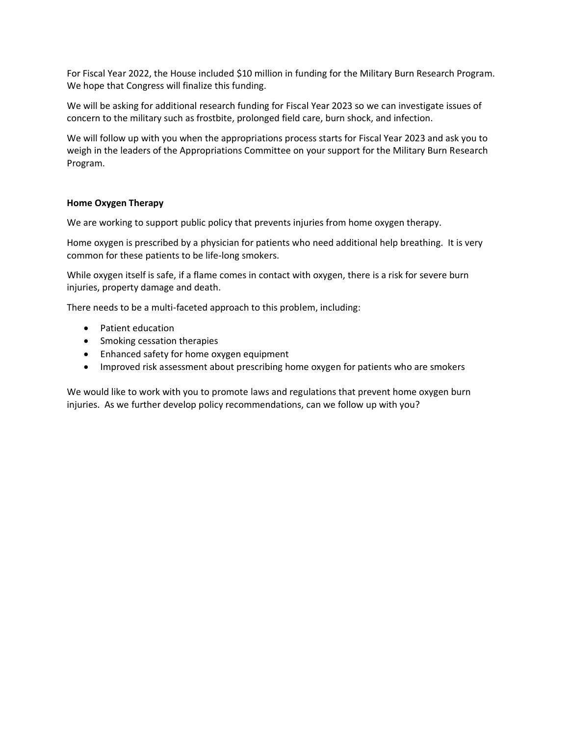For Fiscal Year 2022, the House included $10 million in funding for the Military Burn Research Program. We hope that Congress will finalize this funding.

We will be asking for additional research funding for Fiscal Year 2023 so we can investigate issues of concern to the military such as frostbite, prolonged field care, burn shock, and infection.

We will follow up with you when the appropriations process starts for Fiscal Year 2023 and ask you to weigh in the leaders of the Appropriations Committee on your support for the Military Burn Research Program.

**Home Oxygen Therapy**

We are working to support public policy that prevents injuries from home oxygen therapy.

Home oxygen is prescribed by a physician for patients who need additional help breathing. It is very common for these patients to be life-long smokers.

While oxygen itself is safe, if a flame comes in contact with oxygen, there is a risk for severe burn injuries, property damage and death.

There needs to be a multi-faceted approach to this problem, including:

- Patient education
- Smoking cessation therapies
- Enhanced safety for home oxygen equipment
- Improved risk assessment about prescribing home oxygen for patients who are smokers

We would like to work with you to promote laws and regulations that prevent home oxygen burn injuries. As we further develop policy recommendations, can we follow up with you?